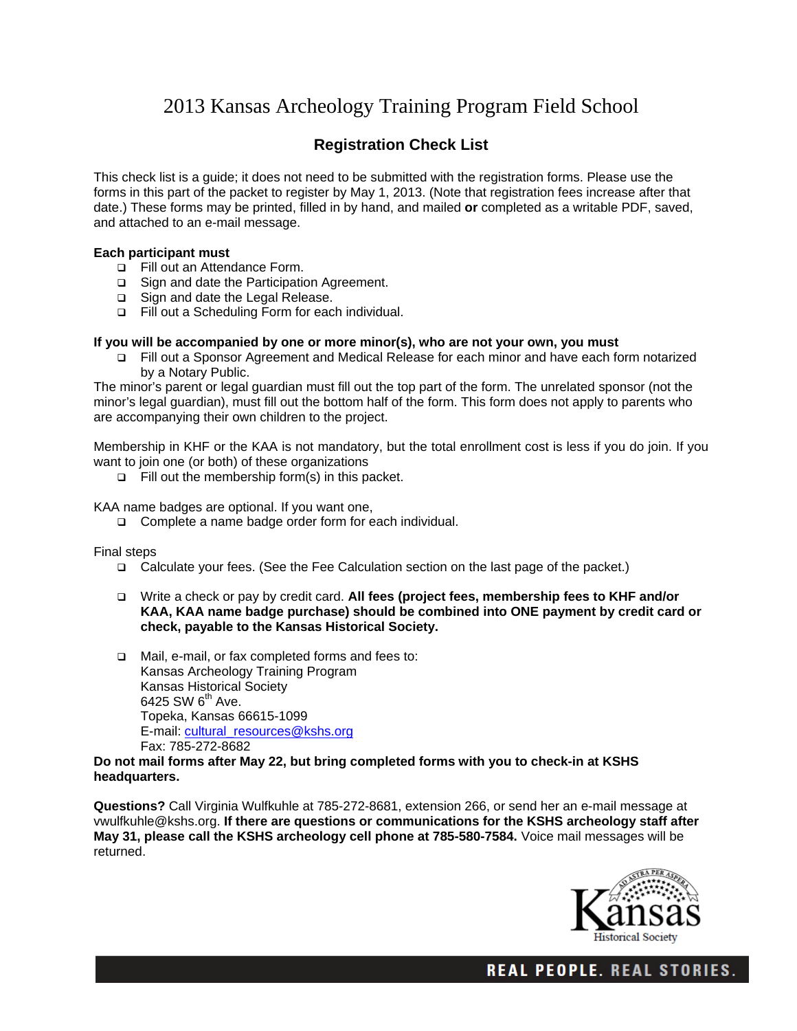# 2013 Kansas Archeology Training Program Field School

## Registration Check List

This check list is a guide; it does not need to be submitted with the registration forms. Please use the forms in this part of the packet to register by May 1, 2013. (Note that registration fees increase after that date.) These forms may be printed, filled in by hand, and mailed **or** completed as a writable PDF, saved, and attached to an e-mail message.

**Each participant must**

- ❑ Fill out an Attendance Form.
- ❑ Sign and date the Participation Agreement.
- ❑ Sign and date the Legal Release.
- ❑ Fill out a Scheduling Form for each individual.

**If you will be accompanied by one or more minor(s), who are not your own, you must**

- ❑ Fill out a Sponsor Agreement and Medical Release for each minor and have each form notarized by a Notary Public.

The minor's parent or legal guardian must fill out the top part of the form. The unrelated sponsor (not the minor's legal guardian), must fill out the bottom half of the form. This form does not apply to parents who are accompanying their own children to the project.

Membership in KHF or the KAA is not mandatory, but the total enrollment cost is less if you do join. If you want to join one (or both) of these organizations

- ❑ Fill out the membership form(s) in this packet.

KAA name badges are optional. If you want one,

- ❑ Complete a name badge order form for each individual.

Final steps

- ❑ Calculate your fees. (See the Fee Calculation section on the last page of the packet.)
- ❑ Write a check or pay by credit card. **All fees (project fees, membership fees to KHF and/or KAA, KAA name badge purchase) should be combined into ONE payment by credit card or check, payable to the Kansas Historical Society.**
- ❑ Mail, e-mail, or fax completed forms and fees to:
  Kansas Archeology Training Program
  Kansas Historical Society
  6425 SW 6th Ave.
  Topeka, Kansas 66615-1099
  E-mail: cultural_resources@kshs.org
  Fax: 785-272-8682

**Do not mail forms after May 22, but bring completed forms with you to check-in at KSHS headquarters.**

**Questions?** Call Virginia Wulfkuhle at 785-272-8681, extension 266, or send her an e-mail message at vwulfkuhle@kshs.org. **If there are questions or communications for the KSHS archeology staff after May 31, please call the KSHS archeology cell phone at 785-580-7584.** Voice mail messages will be returned.

Kansas Historical Society

REAL PEOPLE. REAL STORIES.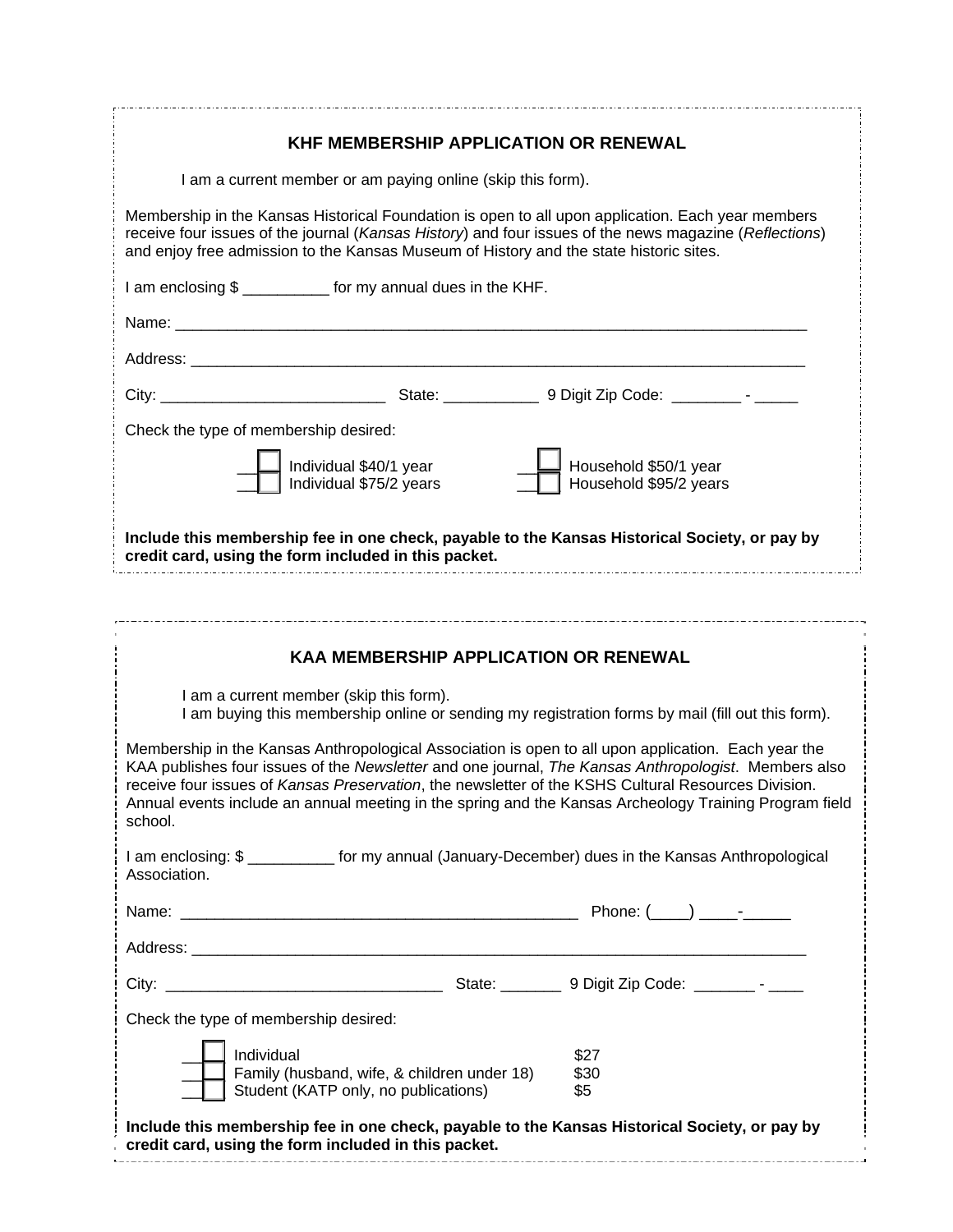## KHF MEMBERSHIP APPLICATION OR RENEWAL

I am a current member or am paying online (skip this form).

Membership in the Kansas Historical Foundation is open to all upon application. Each year members receive four issues of the journal (*Kansas History*) and four issues of the news magazine (*Reflections*) and enjoy free admission to the Kansas Museum of History and the state historic sites.

I am enclosing $ __________ for my annual dues in the KHF.

Name: ___________________________________________________________________________

Address: _________________________________________________________________________

City: ___________________________ State: ___________ 9 Digit Zip Code: ________ - _____

Check the type of membership desired:

- ☐ Individual $40/1 year
- ☐ Individual $75/2 years
- ☐ Household $50/1 year
- ☐ Household $95/2 years

**Include this membership fee in one check, payable to the Kansas Historical Society, or pay by credit card, using the form included in this packet.**

## KAA MEMBERSHIP APPLICATION OR RENEWAL

I am a current member (skip this form).
I am buying this membership online or sending my registration forms by mail (fill out this form).

Membership in the Kansas Anthropological Association is open to all upon application. Each year the KAA publishes four issues of the *Newsletter* and one journal, *The Kansas Anthropologist*. Members also receive four issues of *Kansas Preservation*, the newsletter of the KSHS Cultural Resources Division. Annual events include an annual meeting in the spring and the Kansas Archeology Training Program field school.

I am enclosing: $ __________ for my annual (January-December) dues in the Kansas Anthropological Association.

Name: ________________________________________________ Phone: (____) ____-_____

Address: _________________________________________________________________________

City: ________________________________ State: _______ 9 Digit Zip Code: _______ - ____

Check the type of membership desired:

- ☐ Individual $27
- ☐ Family (husband, wife, & children under 18) $30
- ☐ Student (KATP only, no publications) $5

**Include this membership fee in one check, payable to the Kansas Historical Society, or pay by credit card, using the form included in this packet.**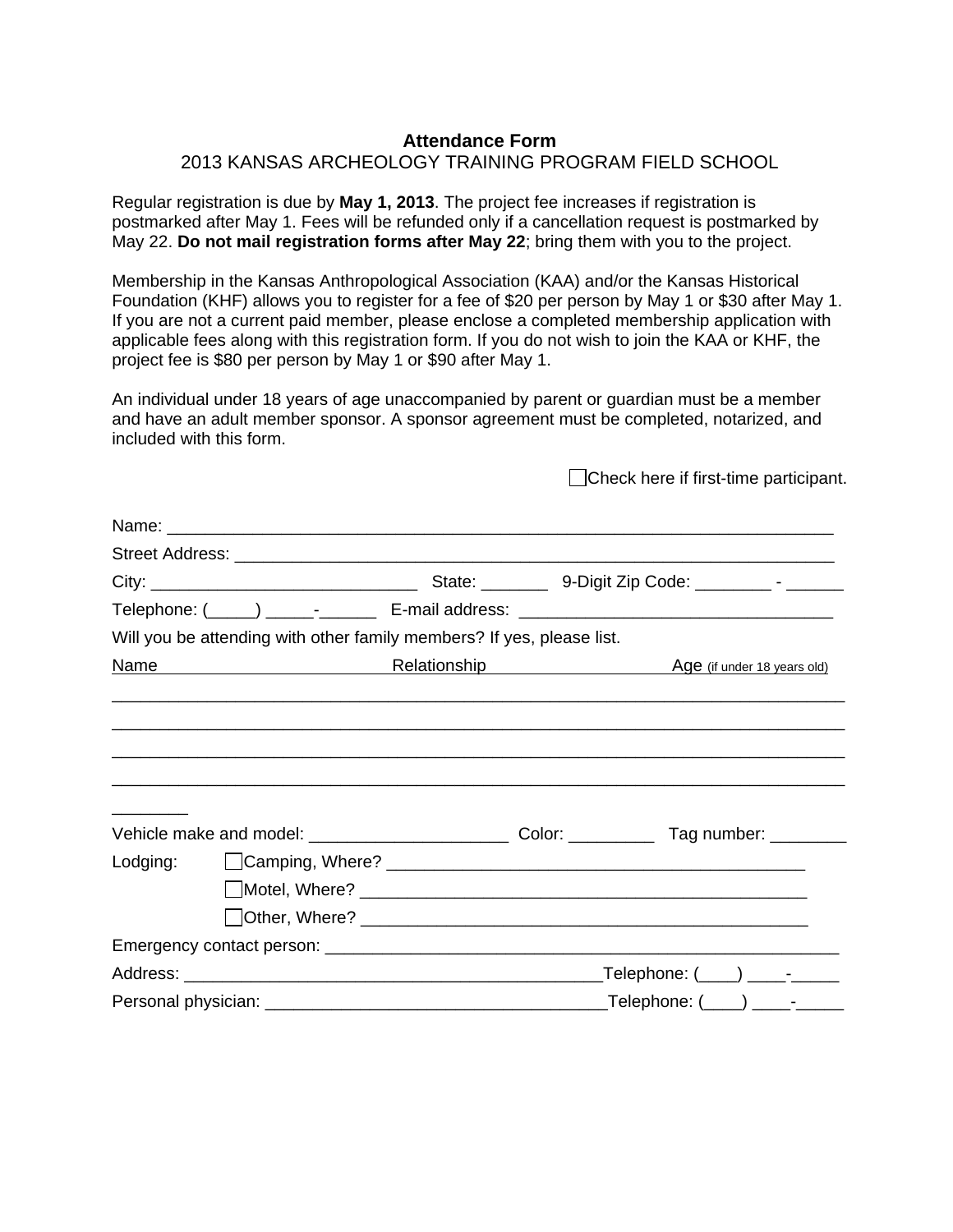**Attendance Form**

2013 KANSAS ARCHEOLOGY TRAINING PROGRAM FIELD SCHOOL

Regular registration is due by **May 1, 2013**. The project fee increases if registration is postmarked after May 1. Fees will be refunded only if a cancellation request is postmarked by May 22. **Do not mail registration forms after May 22**; bring them with you to the project.

Membership in the Kansas Anthropological Association (KAA) and/or the Kansas Historical Foundation (KHF) allows you to register for a fee of $20 per person by May 1 or $30 after May 1. If you are not a current paid member, please enclose a completed membership application with applicable fees along with this registration form. If you do not wish to join the KAA or KHF, the project fee is $80 per person by May 1 or $90 after May 1.

An individual under 18 years of age unaccompanied by parent or guardian must be a member and have an adult member sponsor. A sponsor agreement must be completed, notarized, and included with this form.

☐ Check here if first-time participant.

Name: ______________________________________________________________________

Street Address: _______________________________________________________________

City: ____________________________ State: _______ 9-Digit Zip Code: ________ - ______

Telephone: (_____) _____-______ E-mail address: _________________________________

Will you be attending with other family members? If yes, please list.

| Name | Relationship | Age (if under 18 years old) |
|---|---|---|
| | | |
| | | |
| | | |
| | | |

Vehicle make and model: _____________________ Color: _________ Tag number: ________

Lodging:

☐ Camping, Where? ___________________________________________

☐ Motel, Where? ______________________________________________

☐ Other, Where? ______________________________________________

Emergency contact person: _____________________________________________________

Address: _____________________________________________Telephone: (____) ____-_____

Personal physician: ____________________________________Telephone: (____) ____-_____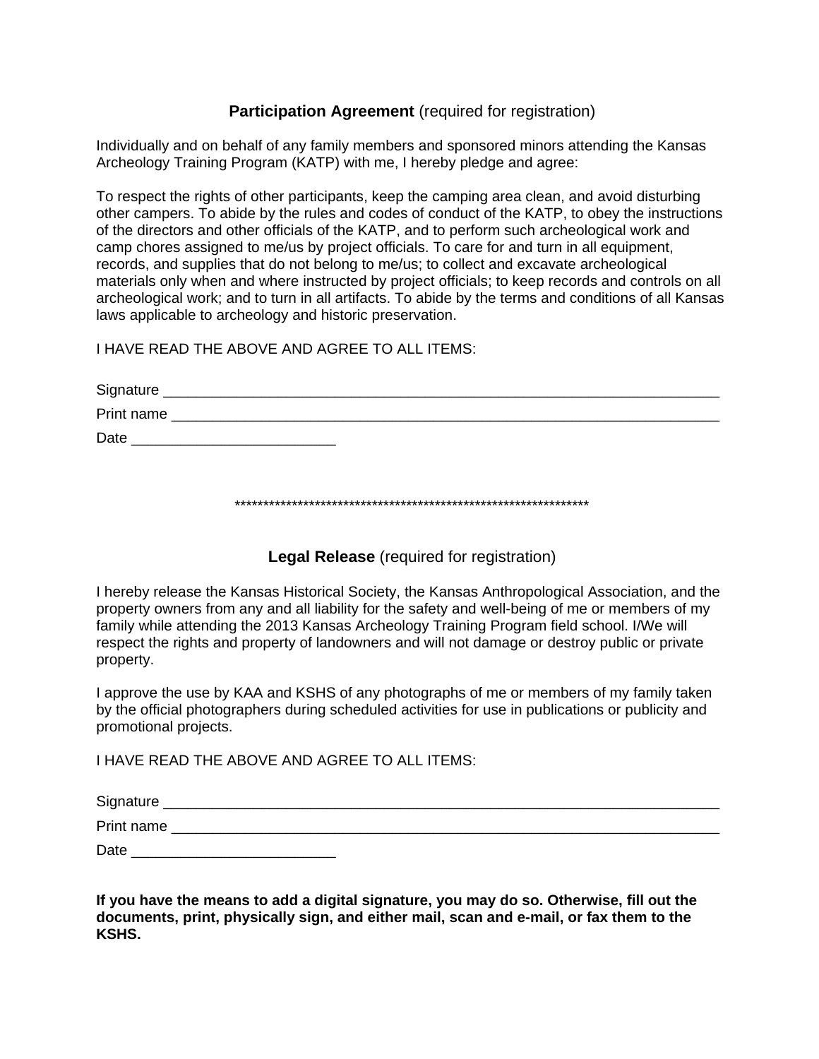## **Participation Agreement** (required for registration)

Individually and on behalf of any family members and sponsored minors attending the Kansas Archeology Training Program (KATP) with me, I hereby pledge and agree:

To respect the rights of other participants, keep the camping area clean, and avoid disturbing other campers. To abide by the rules and codes of conduct of the KATP, to obey the instructions of the directors and other officials of the KATP, and to perform such archeological work and camp chores assigned to me/us by project officials. To care for and turn in all equipment, records, and supplies that do not belong to me/us; to collect and excavate archeological materials only when and where instructed by project officials; to keep records and controls on all archeological work; and to turn in all artifacts. To abide by the terms and conditions of all Kansas laws applicable to archeology and historic preservation.

I HAVE READ THE ABOVE AND AGREE TO ALL ITEMS:

Signature ______________________________________________________________________

Print name _____________________________________________________________________

Date _________________________

***************************************************************

## **Legal Release** (required for registration)

I hereby release the Kansas Historical Society, the Kansas Anthropological Association, and the property owners from any and all liability for the safety and well-being of me or members of my family while attending the 2013 Kansas Archeology Training Program field school. I/We will respect the rights and property of landowners and will not damage or destroy public or private property.

I approve the use by KAA and KSHS of any photographs of me or members of my family taken by the official photographers during scheduled activities for use in publications or publicity and promotional projects.

I HAVE READ THE ABOVE AND AGREE TO ALL ITEMS:

Signature ______________________________________________________________________

Print name _____________________________________________________________________

Date _________________________

**If you have the means to add a digital signature, you may do so. Otherwise, fill out the documents, print, physically sign, and either mail, scan and e-mail, or fax them to the KSHS.**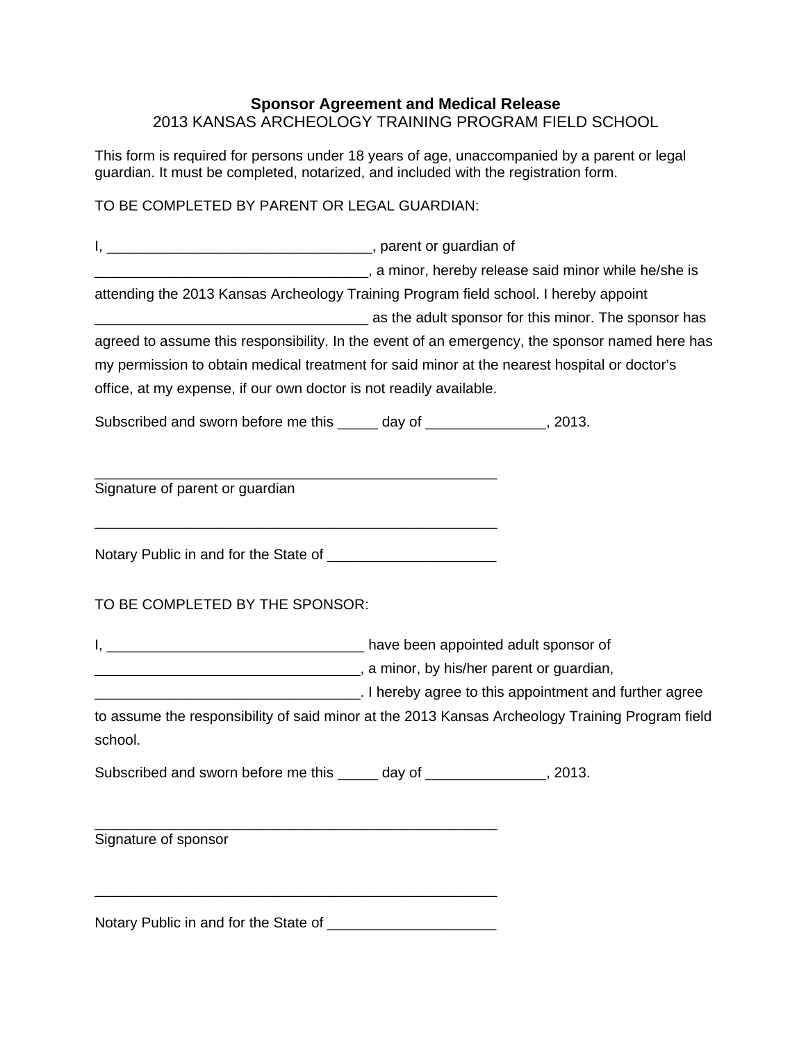**Sponsor Agreement and Medical Release**

2013 KANSAS ARCHEOLOGY TRAINING PROGRAM FIELD SCHOOL

This form is required for persons under 18 years of age, unaccompanied by a parent or legal guardian. It must be completed, notarized, and included with the registration form.

TO BE COMPLETED BY PARENT OR LEGAL GUARDIAN:

I, ________________________________, parent or guardian of ________________________________, a minor, hereby release said minor while he/she is attending the 2013 Kansas Archeology Training Program field school. I hereby appoint ________________________________ as the adult sponsor for this minor. The sponsor has agreed to assume this responsibility. In the event of an emergency, the sponsor named here has my permission to obtain medical treatment for said minor at the nearest hospital or doctor's office, at my expense, if our own doctor is not readily available.

Subscribed and sworn before me this _____ day of _______________, 2013.

__________________________________________________

Signature of parent or guardian

__________________________________________________

Notary Public in and for the State of _____________________

TO BE COMPLETED BY THE SPONSOR:

I, ________________________________ have been appointed adult sponsor of ________________________________, a minor, by his/her parent or guardian, ________________________________. I hereby agree to this appointment and further agree to assume the responsibility of said minor at the 2013 Kansas Archeology Training Program field school.

Subscribed and sworn before me this _____ day of _______________, 2013.

__________________________________________________

Signature of sponsor

__________________________________________________

Notary Public in and for the State of _____________________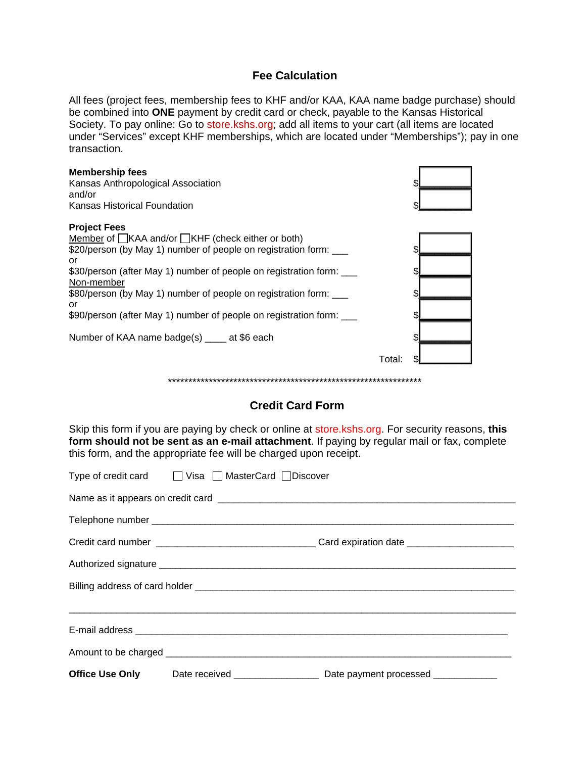## Fee Calculation

All fees (project fees, membership fees to KHF and/or KAA, KAA name badge purchase) should be combined into **ONE** payment by credit card or check, payable to the Kansas Historical Society. To pay online: Go to store.kshs.org; add all items to your cart (all items are located under "Services" except KHF memberships, which are located under "Memberships"); pay in one transaction.

**Membership fees**
Kansas Anthropological Association $ ______
and/or
Kansas Historical Foundation $ ______

**Project Fees**
Member of ☐KAA and/or ☐KHF (check either or both)
$20/person (by May 1) number of people on registration form: ___ $ ______
or
$30/person (after May 1) number of people on registration form: ___ $ ______
Non-member
$80/person (by May 1) number of people on registration form: ___ $ ______
or
$90/person (after May 1) number of people on registration form: ___ $ ______

Number of KAA name badge(s) ____ at $6 each $ ______

Total: $ ______

*****************************************************************

## Credit Card Form

Skip this form if you are paying by check or online at store.kshs.org. For security reasons, **this form should not be sent as an e-mail attachment**. If paying by regular mail or fax, complete this form, and the appropriate fee will be charged upon receipt.

Type of credit card ☐ Visa ☐ MasterCard ☐Discover

Name as it appears on credit card ____________________________________________

Telephone number ____________________________________________

Credit card number ______________________________ Card expiration date ___________________

Authorized signature ____________________________________________

Billing address of card holder ____________________________________________

____________________________________________

E-mail address ____________________________________________

Amount to be charged ____________________________________________

**Office Use Only** Date received _______________ Date payment processed ___________